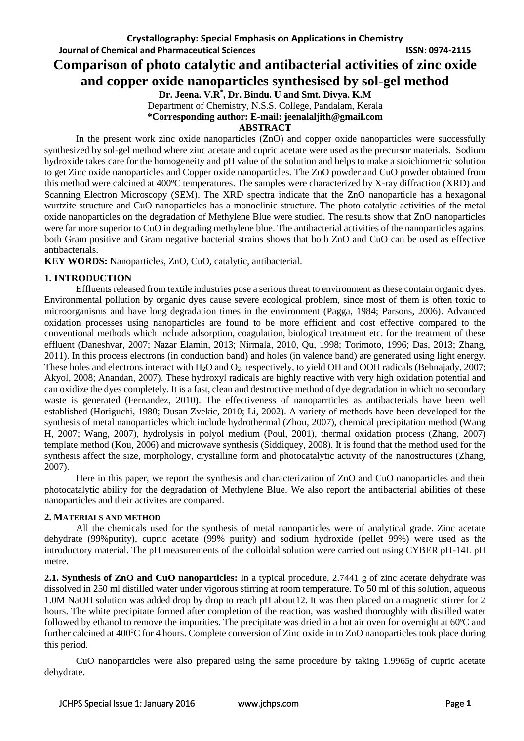# Comparison of photo catalytic and antibacterial activities of zinc oxide and copper oxide nanoparticles synthesised by sol-gel method

**Dr. Jeena. V.R[*], Dr. Bindu. U and Smt. Divya. K.M**

Department of Chemistry, N.S.S. College, Pandalam, Kerala

**\*Corresponding author: E-mail: jeenalaljith@gmail.com**

**ABSTRACT**

In the present work zinc oxide nanoparticles (ZnO) and copper oxide nanoparticles were successfully synthesized by sol-gel method where zinc acetate and cupric acetate were used as the precursor materials. Sodium hydroxide takes care for the homogeneity and pH value of the solution and helps to make a stoichiometric solution to get Zinc oxide nanoparticles and Copper oxide nanoparticles. The ZnO powder and CuO powder obtained from this method were calcined at 400$^o$C temperatures. The samples were characterized by X-ray diffraction (XRD) and Scanning Electron Microscopy (SEM). The XRD spectra indicate that the ZnO nanoparticle has a hexagonal wurtzite structure and CuO nanoparticles has a monoclinic structure. The photo catalytic activities of the metal oxide nanoparticles on the degradation of Methylene Blue were studied. The results show that ZnO nanoparticles were far more superior to CuO in degrading methylene blue. The antibacterial activities of the nanoparticles against both Gram positive and Gram negative bacterial strains shows that both ZnO and CuO can be used as effective antibacterials.

**KEY WORDS:** Nanoparticles, ZnO, CuO, catalytic, antibacterial.

## 1. INTRODUCTION

Effluents released from textile industries pose a serious threat to environment as these contain organic dyes. Environmental pollution by organic dyes cause severe ecological problem, since most of them is often toxic to microorganisms and have long degradation times in the environment (Pagga, 1984; Parsons, 2006). Advanced oxidation processes using nanoparticles are found to be more efficient and cost effective compared to the conventional methods which include adsorption, coagulation, biological treatment etc. for the treatment of these effluent (Daneshvar, 2007; Nazar Elamin, 2013; Nirmala, 2010, Qu, 1998; Torimoto, 1996; Das, 2013; Zhang, 2011). In this process electrons (in conduction band) and holes (in valence band) are generated using light energy. These holes and electrons interact with $H_2O$ and $O_2$, respectively, to yield OH and OOH radicals (Behnajady, 2007; Akyol, 2008; Anandan, 2007). These hydroxyl radicals are highly reactive with very high oxidation potential and can oxidize the dyes completely. It is a fast, clean and destructive method of dye degradation in which no secondary waste is generated (Fernandez, 2010). The effectiveness of nanoparrticles as antibacterials have been well established (Horiguchi, 1980; Dusan Zvekic, 2010; Li, 2002). A variety of methods have been developed for the synthesis of metal nanoparticles which include hydrothermal (Zhou, 2007), chemical precipitation method (Wang H, 2007; Wang, 2007), hydrolysis in polyol medium (Poul, 2001), thermal oxidation process (Zhang, 2007) template method (Kou, 2006) and microwave synthesis (Siddiquey, 2008). It is found that the method used for the synthesis affect the size, morphology, crystalline form and photocatalytic activity of the nanostructures (Zhang, 2007).

Here in this paper, we report the synthesis and characterization of ZnO and CuO nanoparticles and their photocatalytic ability for the degradation of Methylene Blue. We also report the antibacterial abilities of these nanoparticles and their activites are compared.

## 2. MATERIALS AND METHOD

All the chemicals used for the synthesis of metal nanoparticles were of analytical grade. Zinc acetate dehydrate (99%purity), cupric acetate (99% purity) and sodium hydroxide (pellet 99%) were used as the introductory material. The pH measurements of the colloidal solution were carried out using CYBER pH-14L pH metre.

**2.1. Synthesis of ZnO and CuO nanoparticles:** In a typical procedure, 2.7441 g of zinc acetate dehydrate was dissolved in 250 ml distilled water under vigorous stirring at room temperature. To 50 ml of this solution, aqueous 1.0M NaOH solution was added drop by drop to reach pH about12. It was then placed on a magnetic stirrer for 2 hours. The white precipitate formed after completion of the reaction, was washed thoroughly with distilled water followed by ethanol to remove the impurities. The precipitate was dried in a hot air oven for overnight at 60ºC and further calcined at 400$^0$C for 4 hours. Complete conversion of Zinc oxide in to ZnO nanoparticles took place during this period.

CuO nanoparticles were also prepared using the same procedure by taking 1.9965g of cupric acetate dehydrate.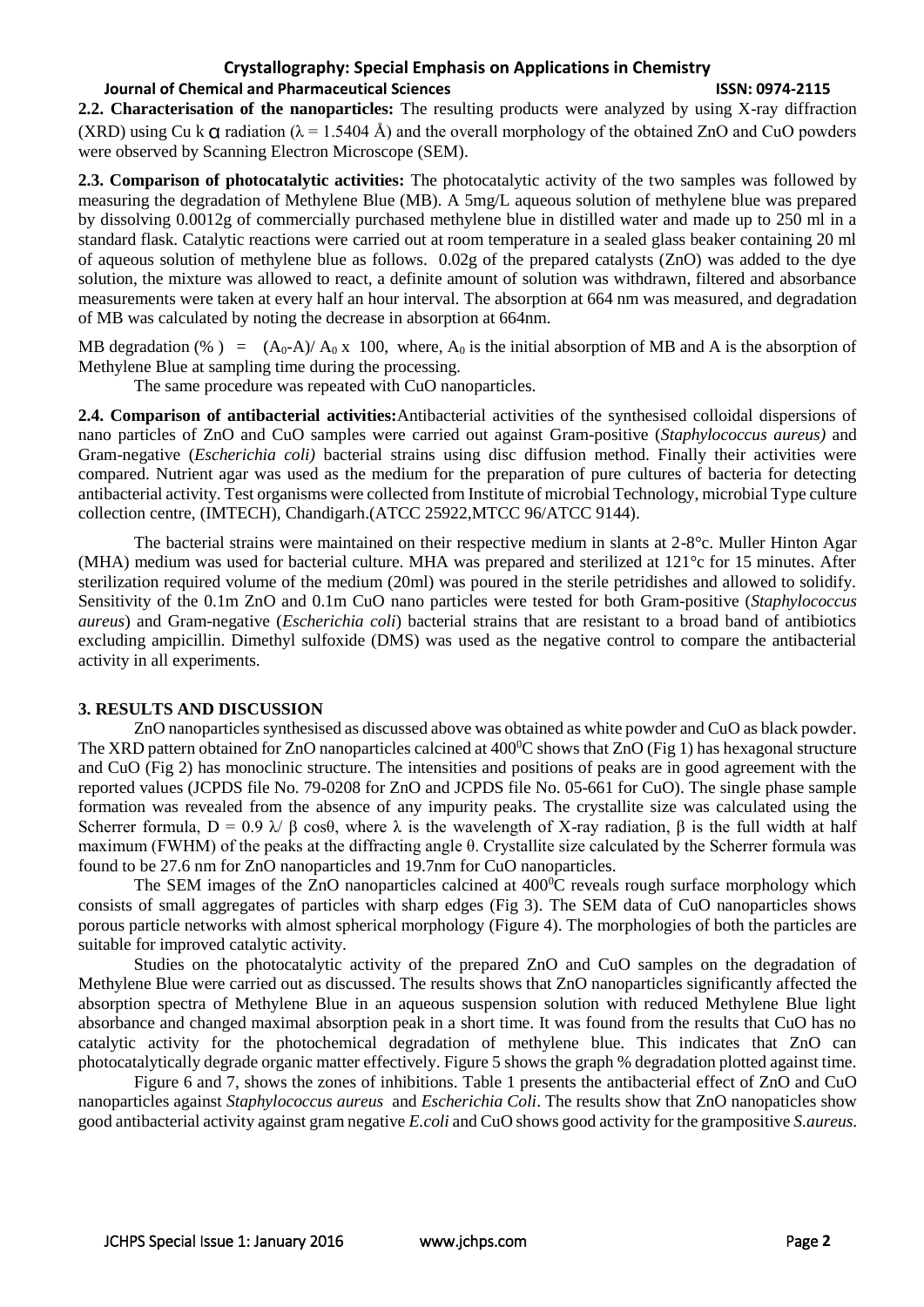**2.2. Characterisation of the nanoparticles:** The resulting products were analyzed by using X-ray diffraction (XRD) using Cu k α radiation ($\lambda = 1.5404$ Å) and the overall morphology of the obtained ZnO and CuO powders were observed by Scanning Electron Microscope (SEM).

**2.3. Comparison of photocatalytic activities:** The photocatalytic activity of the two samples was followed by measuring the degradation of Methylene Blue (MB). A 5mg/L aqueous solution of methylene blue was prepared by dissolving 0.0012g of commercially purchased methylene blue in distilled water and made up to 250 ml in a standard flask. Catalytic reactions were carried out at room temperature in a sealed glass beaker containing 20 ml of aqueous solution of methylene blue as follows. 0.02g of the prepared catalysts (ZnO) was added to the dye solution, the mixture was allowed to react, a definite amount of solution was withdrawn, filtered and absorbance measurements were taken at every half an hour interval. The absorption at 664 nm was measured, and degradation of MB was calculated by noting the decrease in absorption at 664nm.

MB degradation (%) = $(A_0\text{-}A)/ A_0 \times 100$, where, $A_0$ is the initial absorption of MB and A is the absorption of Methylene Blue at sampling time during the processing.

The same procedure was repeated with CuO nanoparticles.

**2.4. Comparison of antibacterial activities:** Antibacterial activities of the synthesised colloidal dispersions of nano particles of ZnO and CuO samples were carried out against Gram-positive (*Staphylococcus aureus)* and Gram-negative (*Escherichia coli)* bacterial strains using disc diffusion method. Finally their activities were compared. Nutrient agar was used as the medium for the preparation of pure cultures of bacteria for detecting antibacterial activity. Test organisms were collected from Institute of microbial Technology, microbial Type culture collection centre, (IMTECH), Chandigarh.(ATCC 25922,MTCC 96/ATCC 9144).

The bacterial strains were maintained on their respective medium in slants at 2-8°c. Muller Hinton Agar (MHA) medium was used for bacterial culture. MHA was prepared and sterilized at 121°c for 15 minutes. After sterilization required volume of the medium (20ml) was poured in the sterile petridishes and allowed to solidify. Sensitivity of the 0.1m ZnO and 0.1m CuO nano particles were tested for both Gram-positive (*Staphylococcus aureus*) and Gram-negative (*Escherichia coli*) bacterial strains that are resistant to a broad band of antibiotics excluding ampicillin. Dimethyl sulfoxide (DMS) was used as the negative control to compare the antibacterial activity in all experiments.

## 3. RESULTS AND DISCUSSION

ZnO nanoparticles synthesised as discussed above was obtained as white powder and CuO as black powder. The XRD pattern obtained for ZnO nanoparticles calcined at $400^0$C shows that ZnO (Fig 1) has hexagonal structure and CuO (Fig 2) has monoclinic structure. The intensities and positions of peaks are in good agreement with the reported values (JCPDS file No. 79-0208 for ZnO and JCPDS file No. 05-661 for CuO). The single phase sample formation was revealed from the absence of any impurity peaks. The crystallite size was calculated using the Scherrer formula, $D = 0.9\ \lambda/\ \beta \cos\theta$, where $\lambda$ is the wavelength of X-ray radiation, $\beta$ is the full width at half maximum (FWHM) of the peaks at the diffracting angle $\theta$. Crystallite size calculated by the Scherrer formula was found to be 27.6 nm for ZnO nanoparticles and 19.7nm for CuO nanoparticles.

The SEM images of the ZnO nanoparticles calcined at $400^0$C reveals rough surface morphology which consists of small aggregates of particles with sharp edges (Fig 3). The SEM data of CuO nanoparticles shows porous particle networks with almost spherical morphology (Figure 4). The morphologies of both the particles are suitable for improved catalytic activity.

Studies on the photocatalytic activity of the prepared ZnO and CuO samples on the degradation of Methylene Blue were carried out as discussed. The results shows that ZnO nanoparticles significantly affected the absorption spectra of Methylene Blue in an aqueous suspension solution with reduced Methylene Blue light absorbance and changed maximal absorption peak in a short time. It was found from the results that CuO has no catalytic activity for the photochemical degradation of methylene blue. This indicates that ZnO can photocatalytically degrade organic matter effectively. Figure 5 shows the graph % degradation plotted against time.

Figure 6 and 7, shows the zones of inhibitions. Table 1 presents the antibacterial effect of ZnO and CuO nanoparticles against *Staphylococcus aureus* and *Escherichia Coli*. The results show that ZnO nanopaticles show good antibacterial activity against gram negative *E.coli* and CuO shows good activity for the grampositive *S.aureus*.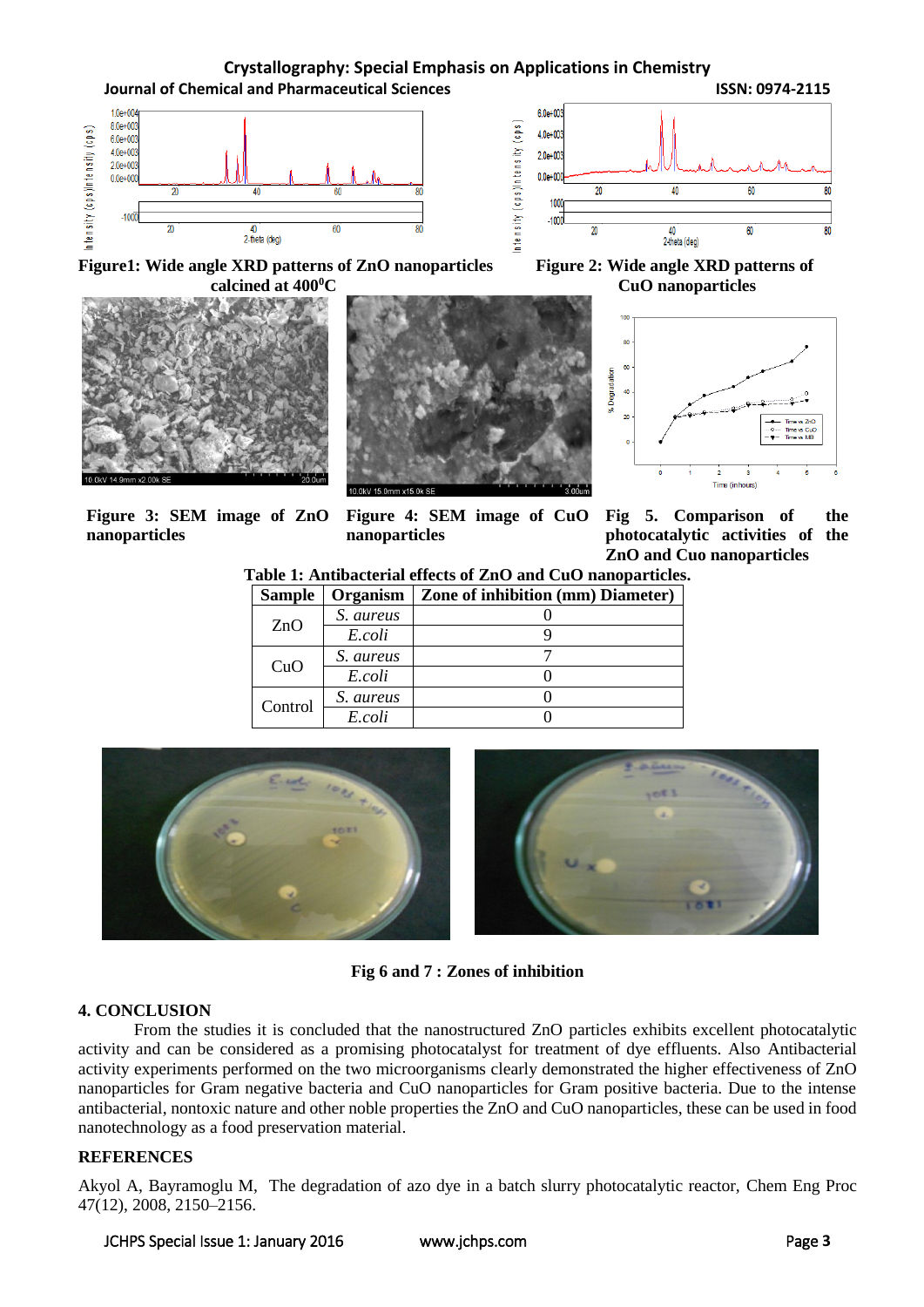Figure1: Wide angle XRD patterns of ZnO nanoparticles calcined at $400^0$C

Figure 2: Wide angle XRD patterns of CuO nanoparticles

Figure 3: SEM image of ZnO nanoparticles

Figure 4: SEM image of CuO nanoparticles

Fig 5. Comparison of the photocatalytic activities of the ZnO and Cuo nanoparticles

**Table 1: Antibacterial effects of ZnO and CuO nanoparticles.**

| Sample | Organism | Zone of inhibition (mm) Diameter) |
|---|---|---|
| ZnO | *S. aureus* | 0 |
| | *E.coli* | 9 |
| CuO | *S. aureus* | 7 |
| | *E.coli* | 0 |
| Control | *S. aureus* | 0 |
| | *E.coli* | 0 |

**Fig 6 and 7 : Zones of inhibition**

## 4. CONCLUSION

From the studies it is concluded that the nanostructured ZnO particles exhibits excellent photocatalytic activity and can be considered as a promising photocatalyst for treatment of dye effluents. Also Antibacterial activity experiments performed on the two microorganisms clearly demonstrated the higher effectiveness of ZnO nanoparticles for Gram negative bacteria and CuO nanoparticles for Gram positive bacteria. Due to the intense antibacterial, nontoxic nature and other noble properties the ZnO and CuO nanoparticles, these can be used in food nanotechnology as a food preservation material.

## REFERENCES

Akyol A, Bayramoglu M, The degradation of azo dye in a batch slurry photocatalytic reactor, Chem Eng Proc 47(12), 2008, 2150–2156.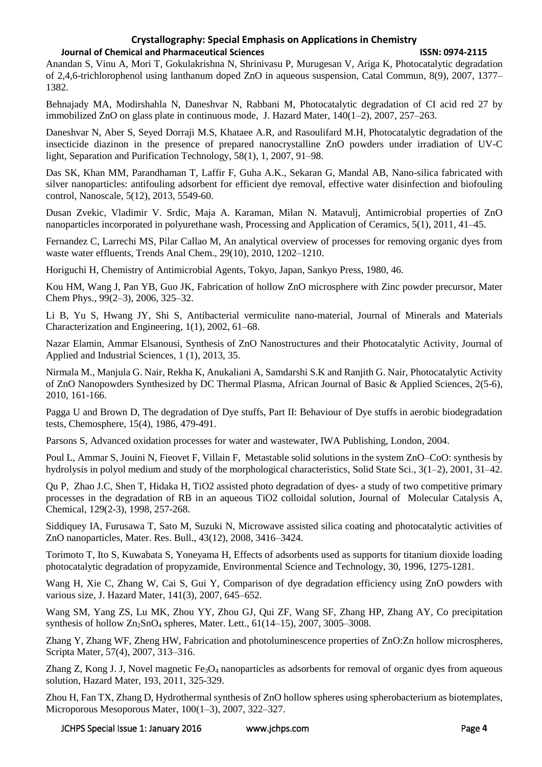Anandan S, Vinu A, Mori T, Gokulakrishna N, Shrinivasu P, Murugesan V, Ariga K, Photocatalytic degradation of 2,4,6-trichlorophenol using lanthanum doped ZnO in aqueous suspension, Catal Commun, 8(9), 2007, 1377–1382.

Behnajady MA, Modirshahla N, Daneshvar N, Rabbani M, Photocatalytic degradation of CI acid red 27 by immobilized ZnO on glass plate in continuous mode, J. Hazard Mater, 140(1–2), 2007, 257–263.

Daneshvar N, Aber S, Seyed Dorraji M.S, Khataee A.R, and Rasoulifard M.H, Photocatalytic degradation of the insecticide diazinon in the presence of prepared nanocrystalline ZnO powders under irradiation of UV-C light, Separation and Purification Technology, 58(1), 1, 2007, 91–98.

Das SK, Khan MM, Parandhaman T, Laffir F, Guha A.K., Sekaran G, Mandal AB, Nano-silica fabricated with silver nanoparticles: antifouling adsorbent for efficient dye removal, effective water disinfection and biofouling control, Nanoscale, 5(12), 2013, 5549-60.

Dusan Zvekic, Vladimir V. Srdic, Maja A. Karaman, Milan N. Matavulj, Antimicrobial properties of ZnO nanoparticles incorporated in polyurethane wash, Processing and Application of Ceramics, 5(1), 2011, 41–45.

Fernandez C, Larrechi MS, Pilar Callao M, An analytical overview of processes for removing organic dyes from waste water effluents, Trends Anal Chem., 29(10), 2010, 1202–1210.

Horiguchi H, Chemistry of Antimicrobial Agents, Tokyo, Japan, Sankyo Press, 1980, 46.

Kou HM, Wang J, Pan YB, Guo JK, Fabrication of hollow ZnO microsphere with Zinc powder precursor, Mater Chem Phys., 99(2–3), 2006, 325–32.

Li B, Yu S, Hwang JY, Shi S, Antibacterial vermiculite nano-material, Journal of Minerals and Materials Characterization and Engineering, 1(1), 2002, 61–68.

Nazar Elamin, Ammar Elsanousi, Synthesis of ZnO Nanostructures and their Photocatalytic Activity, Journal of Applied and Industrial Sciences, 1 (1), 2013, 35.

Nirmala M., Manjula G. Nair, Rekha K, Anukaliani A, Samdarshi S.K and Ranjith G. Nair, Photocatalytic Activity of ZnO Nanopowders Synthesized by DC Thermal Plasma, African Journal of Basic & Applied Sciences, 2(5-6), 2010, 161-166.

Pagga U and Brown D, The degradation of Dye stuffs, Part II: Behaviour of Dye stuffs in aerobic biodegradation tests, Chemosphere, 15(4), 1986, 479-491.

Parsons S, Advanced oxidation processes for water and wastewater, IWA Publishing, London, 2004.

Poul L, Ammar S, Jouini N, Fieovet F, Villain F, Metastable solid solutions in the system ZnO–CoO: synthesis by hydrolysis in polyol medium and study of the morphological characteristics, Solid State Sci., 3(1–2), 2001, 31–42.

Qu P, Zhao J.C, Shen T, Hidaka H, TiO2 assisted photo degradation of dyes- a study of two competitive primary processes in the degradation of RB in an aqueous TiO2 colloidal solution, Journal of Molecular Catalysis A, Chemical, 129(2-3), 1998, 257-268.

Siddiquey IA, Furusawa T, Sato M, Suzuki N, Microwave assisted silica coating and photocatalytic activities of ZnO nanoparticles, Mater. Res. Bull., 43(12), 2008, 3416–3424.

Torimoto T, Ito S, Kuwabata S, Yoneyama H, Effects of adsorbents used as supports for titanium dioxide loading photocatalytic degradation of propyzamide, Environmental Science and Technology, 30, 1996, 1275-1281.

Wang H, Xie C, Zhang W, Cai S, Gui Y, Comparison of dye degradation efficiency using ZnO powders with various size, J. Hazard Mater, 141(3), 2007, 645–652.

Wang SM, Yang ZS, Lu MK, Zhou YY, Zhou GJ, Qui ZF, Wang SF, Zhang HP, Zhang AY, Co precipitation synthesis of hollow $Zn_2SnO_4$ spheres, Mater. Lett., 61(14–15), 2007, 3005–3008.

Zhang Y, Zhang WF, Zheng HW, Fabrication and photoluminescence properties of ZnO:Zn hollow microspheres, Scripta Mater, 57(4), 2007, 313–316.

Zhang Z, Kong J. J, Novel magnetic $Fe_3O_4$ nanoparticles as adsorbents for removal of organic dyes from aqueous solution, Hazard Mater, 193, 2011, 325-329.

Zhou H, Fan TX, Zhang D, Hydrothermal synthesis of ZnO hollow spheres using spherobacterium as biotemplates, Microporous Mesoporous Mater, 100(1–3), 2007, 322–327.